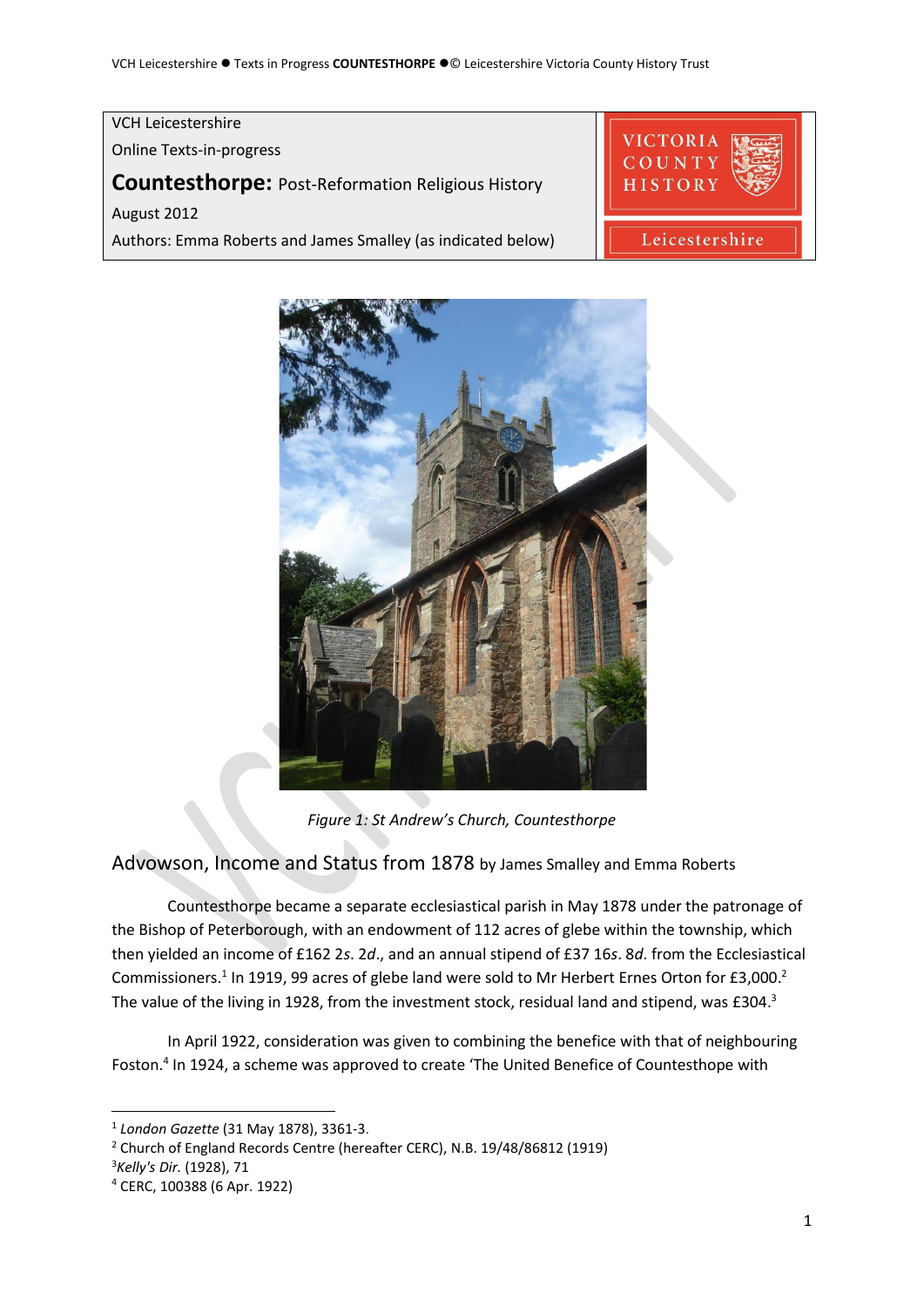VCH Leicestershire

Online Texts-in-progress

**Countesthorpe:** Post-Reformation Religious History

August 2012

Authors: Emma Roberts and James Smalley (as indicated below)

*Figure 1: St Andrew's Church, Countesthorpe*

## Advowson, Income and Status from 1878 by James Smalley and Emma Roberts

Countesthorpe became a separate ecclesiastical parish in May 1878 under the patronage of the Bishop of Peterborough, with an endowment of 112 acres of glebe within the township, which then yielded an income of £162 2*s*. 2*d*., and an annual stipend of £37 16*s*. 8*d*. from the Ecclesiastical Commissioners.[1] In 1919, 99 acres of glebe land were sold to Mr Herbert Ernes Orton for £3,000.[2] The value of the living in 1928, from the investment stock, residual land and stipend, was £304.[3]

In April 1922, consideration was given to combining the benefice with that of neighbouring Foston.[4] In 1924, a scheme was approved to create 'The United Benefice of Countesthope with

---

[1] *London Gazette* (31 May 1878), 3361-3.

[2] Church of England Records Centre (hereafter CERC), N.B. 19/48/86812 (1919)

[3] *Kelly's Dir.* (1928), 71

[4] CERC, 100388 (6 Apr. 1922)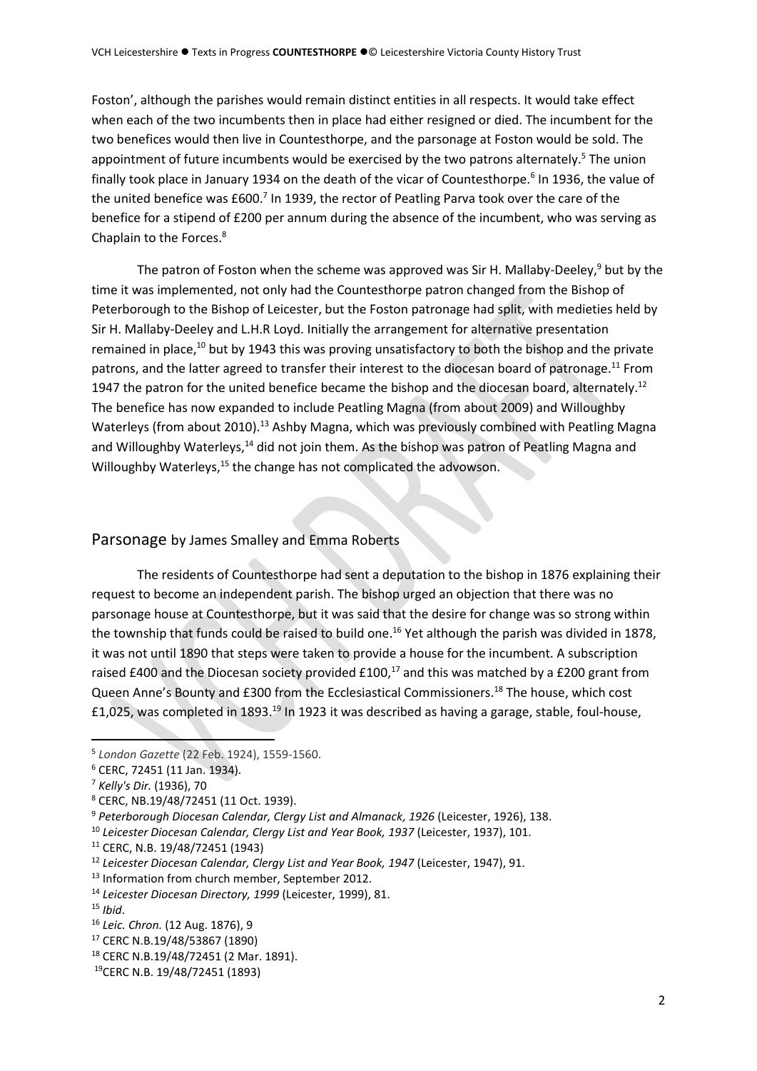Foston', although the parishes would remain distinct entities in all respects. It would take effect when each of the two incumbents then in place had either resigned or died. The incumbent for the two benefices would then live in Countesthorpe, and the parsonage at Foston would be sold. The appointment of future incumbents would be exercised by the two patrons alternately.[5] The union finally took place in January 1934 on the death of the vicar of Countesthorpe.[6] In 1936, the value of the united benefice was £600.[7] In 1939, the rector of Peatling Parva took over the care of the benefice for a stipend of £200 per annum during the absence of the incumbent, who was serving as Chaplain to the Forces.[8]

The patron of Foston when the scheme was approved was Sir H. Mallaby-Deeley,[9] but by the time it was implemented, not only had the Countesthorpe patron changed from the Bishop of Peterborough to the Bishop of Leicester, but the Foston patronage had split, with medieties held by Sir H. Mallaby-Deeley and L.H.R Loyd. Initially the arrangement for alternative presentation remained in place,[10] but by 1943 this was proving unsatisfactory to both the bishop and the private patrons, and the latter agreed to transfer their interest to the diocesan board of patronage.[11] From 1947 the patron for the united benefice became the bishop and the diocesan board, alternately.[12] The benefice has now expanded to include Peatling Magna (from about 2009) and Willoughby Waterleys (from about 2010).[13] Ashby Magna, which was previously combined with Peatling Magna and Willoughby Waterleys,[14] did not join them. As the bishop was patron of Peatling Magna and Willoughby Waterleys,[15] the change has not complicated the advowson.

## Parsonage by James Smalley and Emma Roberts

The residents of Countesthorpe had sent a deputation to the bishop in 1876 explaining their request to become an independent parish. The bishop urged an objection that there was no parsonage house at Countesthorpe, but it was said that the desire for change was so strong within the township that funds could be raised to build one.[16] Yet although the parish was divided in 1878, it was not until 1890 that steps were taken to provide a house for the incumbent. A subscription raised £400 and the Diocesan society provided £100,[17] and this was matched by a £200 grant from Queen Anne's Bounty and £300 from the Ecclesiastical Commissioners.[18] The house, which cost £1,025, was completed in 1893.[19] In 1923 it was described as having a garage, stable, foul-house,

---

[5] *London Gazette* (22 Feb. 1924), 1559-1560.
[6] CERC, 72451 (11 Jan. 1934).
[7] *Kelly's Dir.* (1936), 70
[8] CERC, NB.19/48/72451 (11 Oct. 1939).
[9] *Peterborough Diocesan Calendar, Clergy List and Almanack, 1926* (Leicester, 1926), 138.
[10] *Leicester Diocesan Calendar, Clergy List and Year Book, 1937* (Leicester, 1937), 101.
[11] CERC, N.B. 19/48/72451 (1943)
[12] *Leicester Diocesan Calendar, Clergy List and Year Book, 1947* (Leicester, 1947), 91.
[13] Information from church member, September 2012.
[14] *Leicester Diocesan Directory, 1999* (Leicester, 1999), 81.
[15] *Ibid*.
[16] *Leic. Chron.* (12 Aug. 1876), 9
[17] CERC N.B.19/48/53867 (1890)
[18] CERC N.B.19/48/72451 (2 Mar. 1891).
[19] CERC N.B. 19/48/72451 (1893)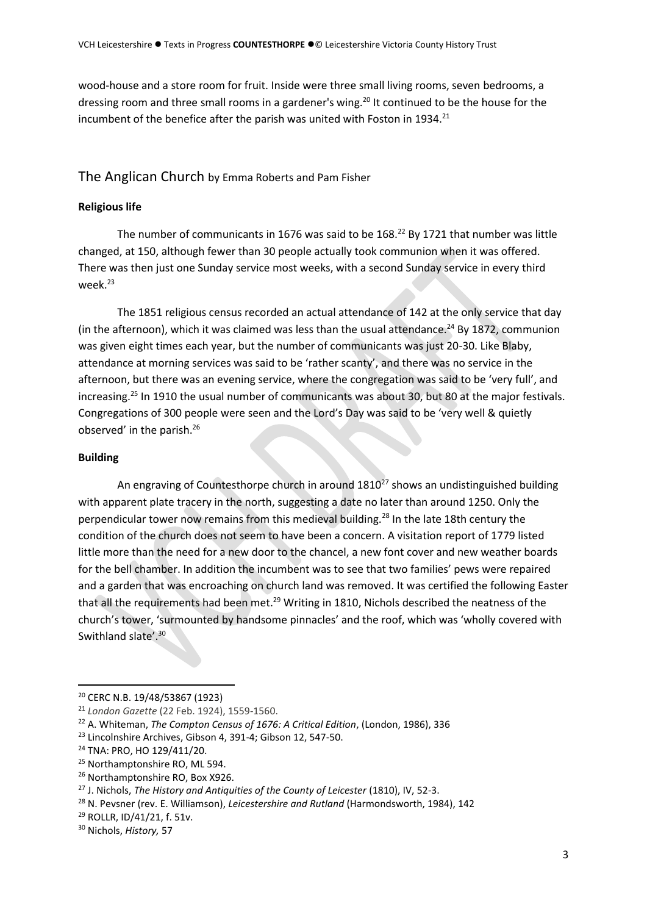wood-house and a store room for fruit. Inside were three small living rooms, seven bedrooms, a dressing room and three small rooms in a gardener's wing.[20] It continued to be the house for the incumbent of the benefice after the parish was united with Foston in 1934.[21]

## The Anglican Church by Emma Roberts and Pam Fisher

### Religious life

The number of communicants in 1676 was said to be 168.[22] By 1721 that number was little changed, at 150, although fewer than 30 people actually took communion when it was offered. There was then just one Sunday service most weeks, with a second Sunday service in every third week.[23]

The 1851 religious census recorded an actual attendance of 142 at the only service that day (in the afternoon), which it was claimed was less than the usual attendance.[24] By 1872, communion was given eight times each year, but the number of communicants was just 20-30. Like Blaby, attendance at morning services was said to be 'rather scanty', and there was no service in the afternoon, but there was an evening service, where the congregation was said to be 'very full', and increasing.[25] In 1910 the usual number of communicants was about 30, but 80 at the major festivals. Congregations of 300 people were seen and the Lord's Day was said to be 'very well & quietly observed' in the parish.[26]

### Building

An engraving of Countesthorpe church in around 1810[27] shows an undistinguished building with apparent plate tracery in the north, suggesting a date no later than around 1250. Only the perpendicular tower now remains from this medieval building.[28] In the late 18th century the condition of the church does not seem to have been a concern. A visitation report of 1779 listed little more than the need for a new door to the chancel, a new font cover and new weather boards for the bell chamber. In addition the incumbent was to see that two families' pews were repaired and a garden that was encroaching on church land was removed. It was certified the following Easter that all the requirements had been met.[29] Writing in 1810, Nichols described the neatness of the church's tower, 'surmounted by handsome pinnacles' and the roof, which was 'wholly covered with Swithland slate'.[30]

---

[20] CERC N.B. 19/48/53867 (1923)

[21] *London Gazette* (22 Feb. 1924), 1559-1560.

[22] A. Whiteman, *The Compton Census of 1676: A Critical Edition*, (London, 1986), 336

[23] Lincolnshire Archives, Gibson 4, 391-4; Gibson 12, 547-50.

[24] TNA: PRO, HO 129/411/20.

[25] Northamptonshire RO, ML 594.

[26] Northamptonshire RO, Box X926.

[27] J. Nichols, *The History and Antiquities of the County of Leicester* (1810), IV, 52-3.

[28] N. Pevsner (rev. E. Williamson), *Leicestershire and Rutland* (Harmondsworth, 1984), 142

[29] ROLLR, ID/41/21, f. 51v.

[30] Nichols, *History,* 57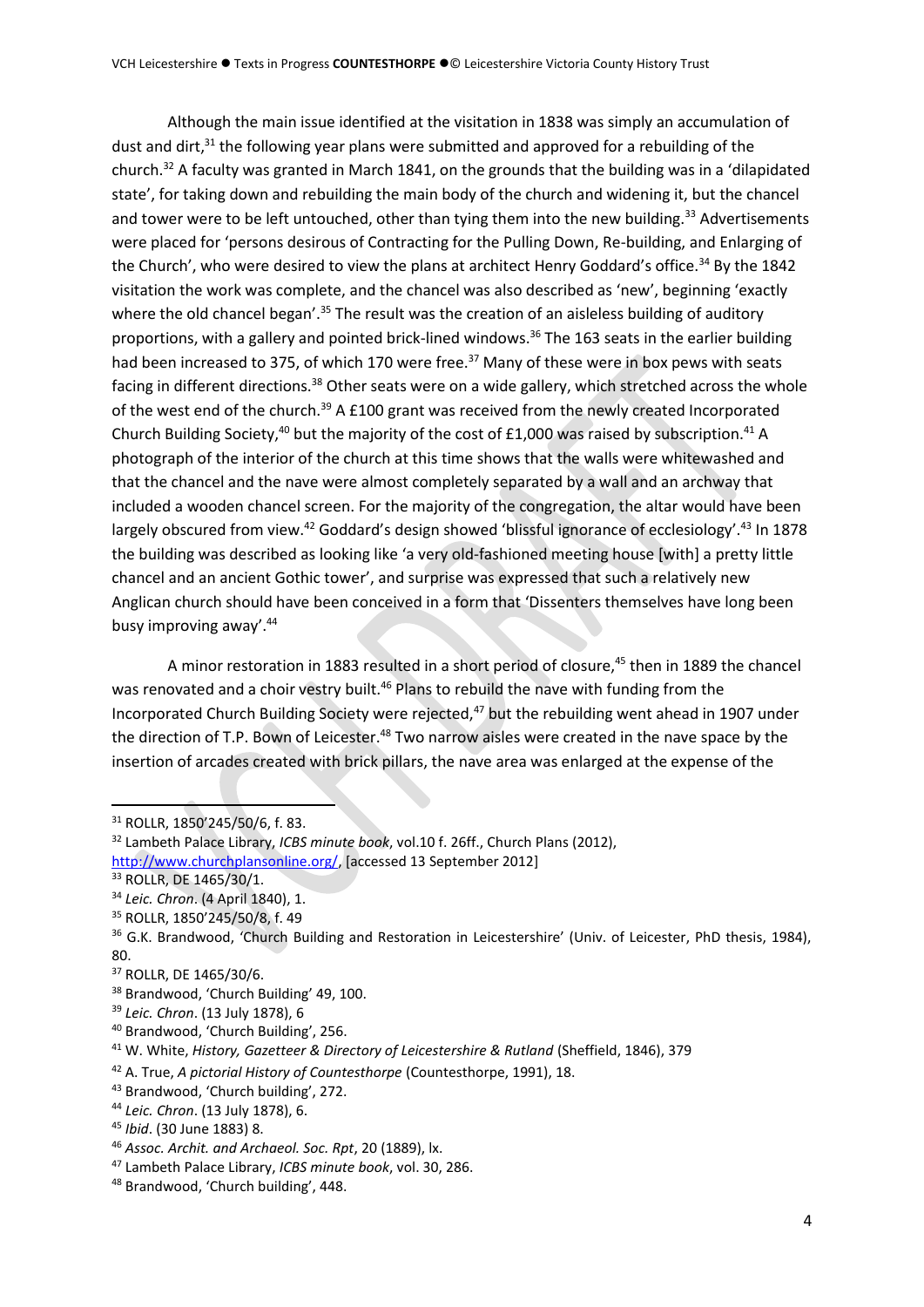Although the main issue identified at the visitation in 1838 was simply an accumulation of dust and dirt,[31] the following year plans were submitted and approved for a rebuilding of the church.[32] A faculty was granted in March 1841, on the grounds that the building was in a 'dilapidated state', for taking down and rebuilding the main body of the church and widening it, but the chancel and tower were to be left untouched, other than tying them into the new building.[33] Advertisements were placed for 'persons desirous of Contracting for the Pulling Down, Re-building, and Enlarging of the Church', who were desired to view the plans at architect Henry Goddard's office.[34] By the 1842 visitation the work was complete, and the chancel was also described as 'new', beginning 'exactly where the old chancel began'.[35] The result was the creation of an aisleless building of auditory proportions, with a gallery and pointed brick-lined windows.[36] The 163 seats in the earlier building had been increased to 375, of which 170 were free.[37] Many of these were in box pews with seats facing in different directions.[38] Other seats were on a wide gallery, which stretched across the whole of the west end of the church.[39] A £100 grant was received from the newly created Incorporated Church Building Society,[40] but the majority of the cost of £1,000 was raised by subscription.[41] A photograph of the interior of the church at this time shows that the walls were whitewashed and that the chancel and the nave were almost completely separated by a wall and an archway that included a wooden chancel screen. For the majority of the congregation, the altar would have been largely obscured from view.[42] Goddard's design showed 'blissful ignorance of ecclesiology'.[43] In 1878 the building was described as looking like 'a very old-fashioned meeting house [with] a pretty little chancel and an ancient Gothic tower', and surprise was expressed that such a relatively new Anglican church should have been conceived in a form that 'Dissenters themselves have long been busy improving away'.[44]

A minor restoration in 1883 resulted in a short period of closure,[45] then in 1889 the chancel was renovated and a choir vestry built.[46] Plans to rebuild the nave with funding from the Incorporated Church Building Society were rejected,[47] but the rebuilding went ahead in 1907 under the direction of T.P. Bown of Leicester.[48] Two narrow aisles were created in the nave space by the insertion of arcades created with brick pillars, the nave area was enlarged at the expense of the

---

[31] ROLLR, 1850'245/50/6, f. 83.

[32] Lambeth Palace Library, *ICBS minute book*, vol.10 f. 26ff., Church Plans (2012), http://www.churchplansonline.org/, [accessed 13 September 2012]

[33] ROLLR, DE 1465/30/1.

[34] *Leic. Chron*. (4 April 1840), 1.

[35] ROLLR, 1850'245/50/8, f. 49

[36] G.K. Brandwood, 'Church Building and Restoration in Leicestershire' (Univ. of Leicester, PhD thesis, 1984), 80.

[37] ROLLR, DE 1465/30/6.

[38] Brandwood, 'Church Building' 49, 100.

[39] *Leic. Chron*. (13 July 1878), 6

[40] Brandwood, 'Church Building', 256.

[41] W. White, *History, Gazetteer & Directory of Leicestershire & Rutland* (Sheffield, 1846), 379

[42] A. True, *A pictorial History of Countesthorpe* (Countesthorpe, 1991), 18.

[43] Brandwood, 'Church building', 272.

[44] *Leic. Chron*. (13 July 1878), 6.

[45] *Ibid*. (30 June 1883) 8.

[46] *Assoc. Archit. and Archaeol. Soc. Rpt*, 20 (1889), lx.

[47] Lambeth Palace Library, *ICBS minute book*, vol. 30, 286.

[48] Brandwood, 'Church building', 448.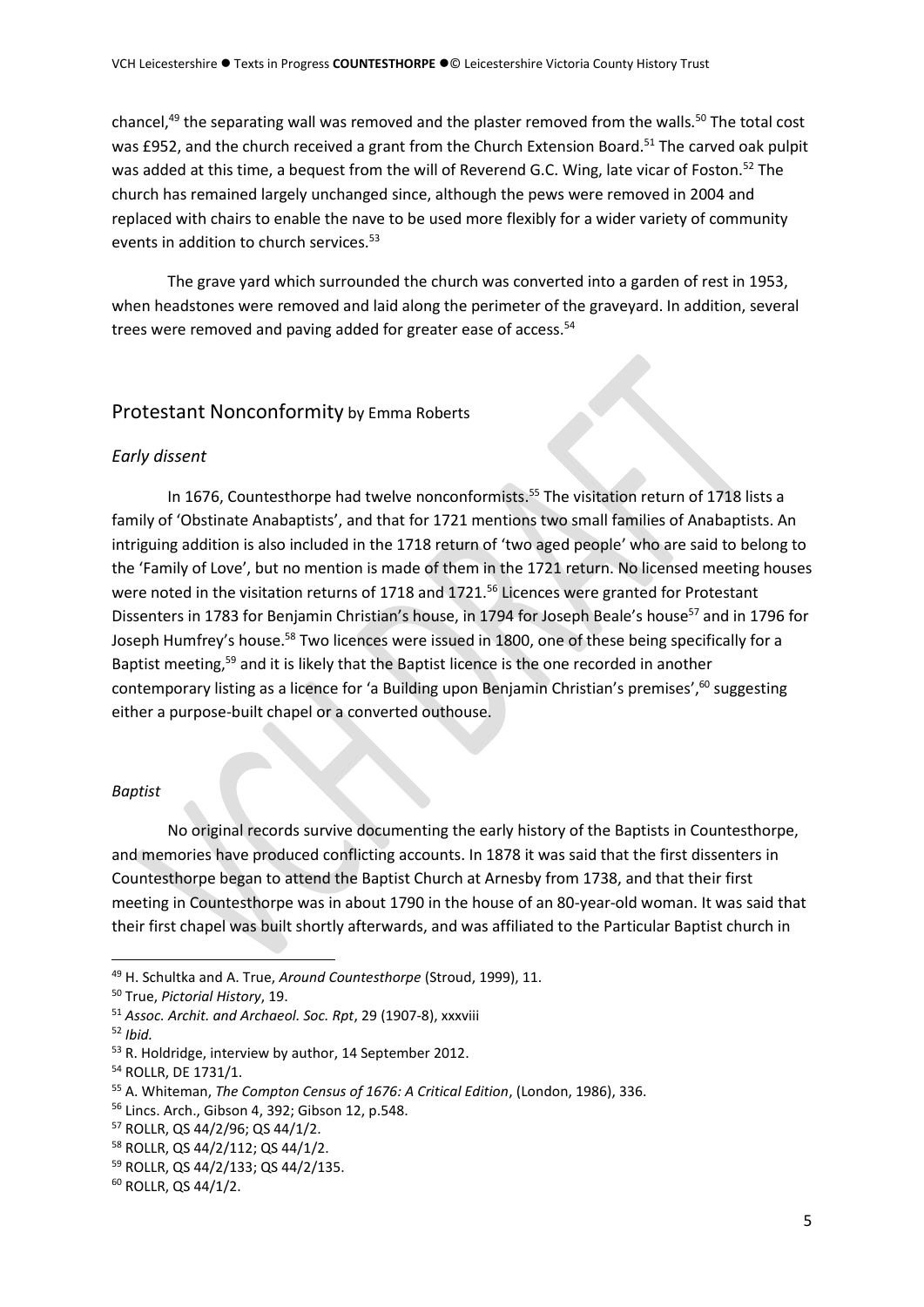chancel,[49] the separating wall was removed and the plaster removed from the walls.[50] The total cost was £952, and the church received a grant from the Church Extension Board.[51] The carved oak pulpit was added at this time, a bequest from the will of Reverend G.C. Wing, late vicar of Foston.[52] The church has remained largely unchanged since, although the pews were removed in 2004 and replaced with chairs to enable the nave to be used more flexibly for a wider variety of community events in addition to church services.[53]

The grave yard which surrounded the church was converted into a garden of rest in 1953, when headstones were removed and laid along the perimeter of the graveyard. In addition, several trees were removed and paving added for greater ease of access.[54]

## Protestant Nonconformity by Emma Roberts

### *Early dissent*

In 1676, Countesthorpe had twelve nonconformists.[55] The visitation return of 1718 lists a family of 'Obstinate Anabaptists', and that for 1721 mentions two small families of Anabaptists. An intriguing addition is also included in the 1718 return of 'two aged people' who are said to belong to the 'Family of Love', but no mention is made of them in the 1721 return. No licensed meeting houses were noted in the visitation returns of 1718 and 1721.[56] Licences were granted for Protestant Dissenters in 1783 for Benjamin Christian's house, in 1794 for Joseph Beale's house[57] and in 1796 for Joseph Humfrey's house.[58] Two licences were issued in 1800, one of these being specifically for a Baptist meeting,[59] and it is likely that the Baptist licence is the one recorded in another contemporary listing as a licence for 'a Building upon Benjamin Christian's premises',[60] suggesting either a purpose-built chapel or a converted outhouse.

### *Baptist*

No original records survive documenting the early history of the Baptists in Countesthorpe, and memories have produced conflicting accounts. In 1878 it was said that the first dissenters in Countesthorpe began to attend the Baptist Church at Arnesby from 1738, and that their first meeting in Countesthorpe was in about 1790 in the house of an 80-year-old woman. It was said that their first chapel was built shortly afterwards, and was affiliated to the Particular Baptist church in

---

[49] H. Schultka and A. True, *Around Countesthorpe* (Stroud, 1999), 11.

[50] True, *Pictorial History*, 19.

[51] *Assoc. Archit. and Archaeol. Soc. Rpt*, 29 (1907-8), xxxviii

[52] *Ibid.*

[53] R. Holdridge, interview by author, 14 September 2012.

[54] ROLLR, DE 1731/1.

[55] A. Whiteman, *The Compton Census of 1676: A Critical Edition*, (London, 1986), 336.

[56] Lincs. Arch., Gibson 4, 392; Gibson 12, p.548.

[57] ROLLR, QS 44/2/96; QS 44/1/2.

[58] ROLLR, QS 44/2/112; QS 44/1/2.

[59] ROLLR, QS 44/2/133; QS 44/2/135.

[60] ROLLR, QS 44/1/2.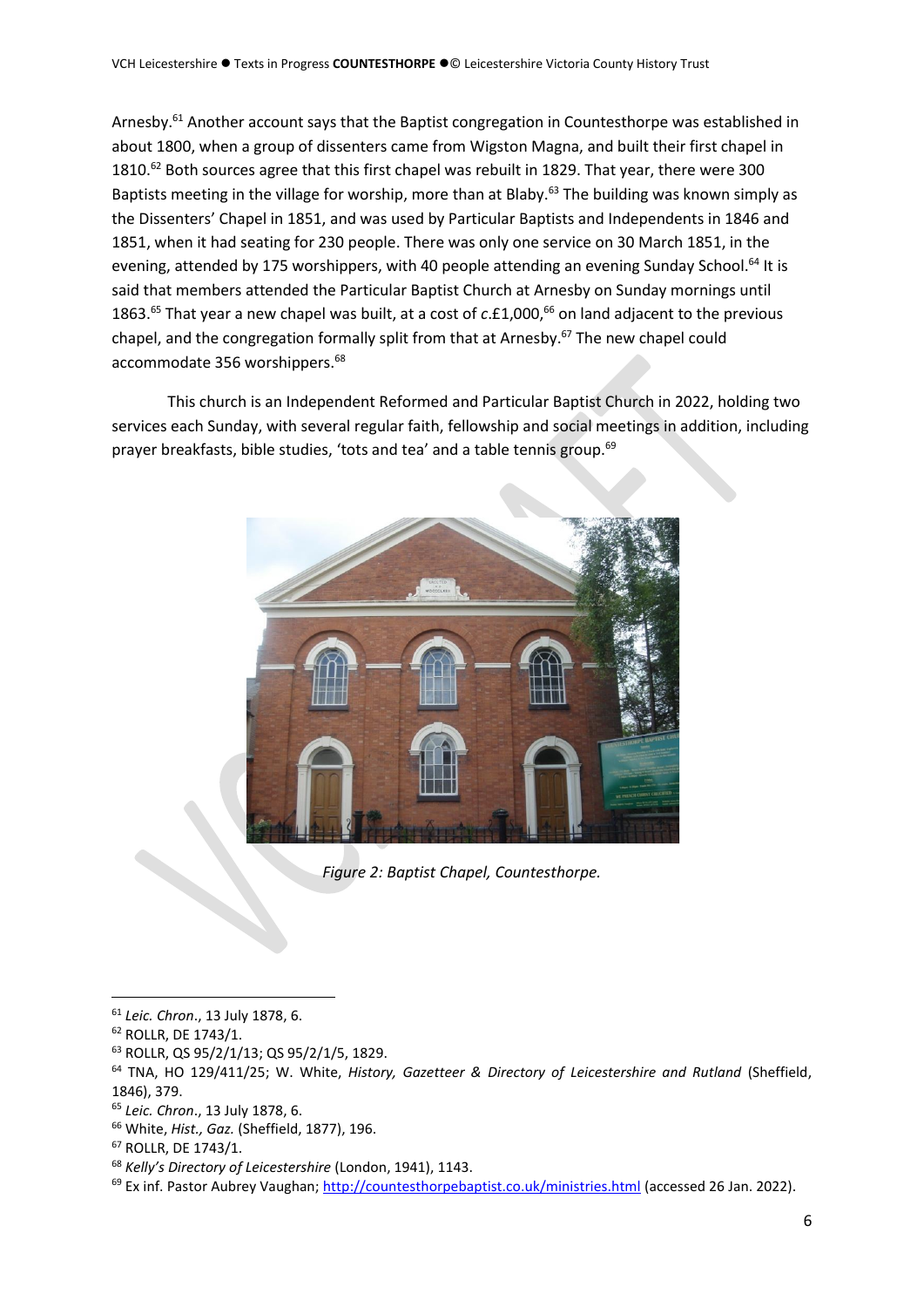Arnesby.[61] Another account says that the Baptist congregation in Countesthorpe was established in about 1800, when a group of dissenters came from Wigston Magna, and built their first chapel in 1810.[62] Both sources agree that this first chapel was rebuilt in 1829. That year, there were 300 Baptists meeting in the village for worship, more than at Blaby.[63] The building was known simply as the Dissenters' Chapel in 1851, and was used by Particular Baptists and Independents in 1846 and 1851, when it had seating for 230 people. There was only one service on 30 March 1851, in the evening, attended by 175 worshippers, with 40 people attending an evening Sunday School.[64] It is said that members attended the Particular Baptist Church at Arnesby on Sunday mornings until 1863.[65] That year a new chapel was built, at a cost of *c*.£1,000,[66] on land adjacent to the previous chapel, and the congregation formally split from that at Arnesby.[67] The new chapel could accommodate 356 worshippers.[68]

This church is an Independent Reformed and Particular Baptist Church in 2022, holding two services each Sunday, with several regular faith, fellowship and social meetings in addition, including prayer breakfasts, bible studies, 'tots and tea' and a table tennis group.[69]

*Figure 2: Baptist Chapel, Countesthorpe.*

---

[61] *Leic. Chron*., 13 July 1878, 6.

[62] ROLLR, DE 1743/1.

[63] ROLLR, QS 95/2/1/13; QS 95/2/1/5, 1829.

[64] TNA, HO 129/411/25; W. White, *History, Gazetteer & Directory of Leicestershire and Rutland* (Sheffield, 1846), 379.

[65] *Leic. Chron*., 13 July 1878, 6.

[66] White, *Hist., Gaz.* (Sheffield, 1877), 196.

[67] ROLLR, DE 1743/1.

[68] *Kelly's Directory of Leicestershire* (London, 1941), 1143.

[69] Ex inf. Pastor Aubrey Vaughan; http://countesthorpebaptist.co.uk/ministries.html (accessed 26 Jan. 2022).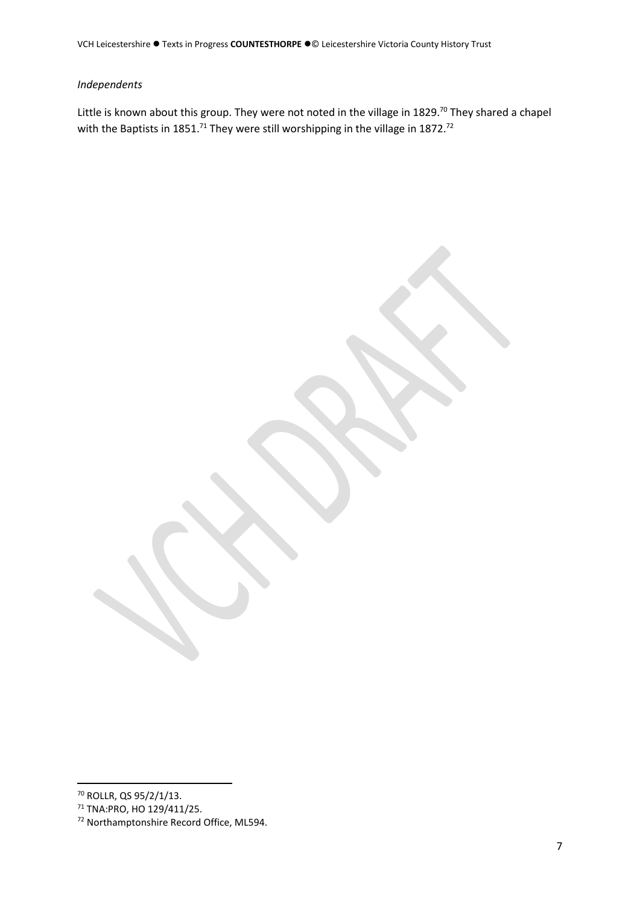*Independents*

Little is known about this group. They were not noted in the village in 1829.[70] They shared a chapel with the Baptists in 1851.[71] They were still worshipping in the village in 1872.[72]

---

[70] ROLLR, QS 95/2/1/13.

[71] TNA:PRO, HO 129/411/25.

[72] Northamptonshire Record Office, ML594.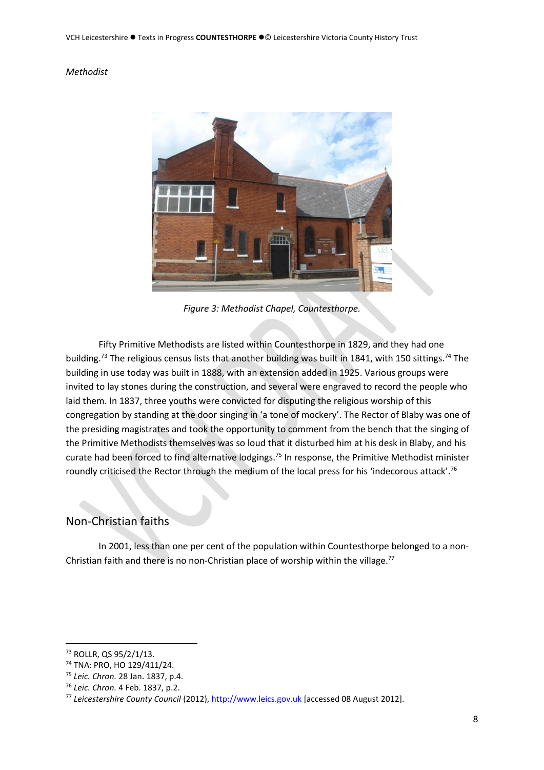*Methodist*

*Figure 3: Methodist Chapel, Countesthorpe.*

Fifty Primitive Methodists are listed within Countesthorpe in 1829, and they had one building.[73] The religious census lists that another building was built in 1841, with 150 sittings.[74] The building in use today was built in 1888, with an extension added in 1925. Various groups were invited to lay stones during the construction, and several were engraved to record the people who laid them. In 1837, three youths were convicted for disputing the religious worship of this congregation by standing at the door singing in 'a tone of mockery'. The Rector of Blaby was one of the presiding magistrates and took the opportunity to comment from the bench that the singing of the Primitive Methodists themselves was so loud that it disturbed him at his desk in Blaby, and his curate had been forced to find alternative lodgings.[75] In response, the Primitive Methodist minister roundly criticised the Rector through the medium of the local press for his 'indecorous attack'.[76]

## Non-Christian faiths

In 2001, less than one per cent of the population within Countesthorpe belonged to a non-Christian faith and there is no non-Christian place of worship within the village.[77]

---

[73] ROLLR, QS 95/2/1/13.
[74] TNA: PRO, HO 129/411/24.
[75] *Leic. Chron.* 28 Jan. 1837, p.4.
[76] *Leic. Chron.* 4 Feb. 1837, p.2.
[77] *Leicestershire County Council* (2012), http://www.leics.gov.uk [accessed 08 August 2012].